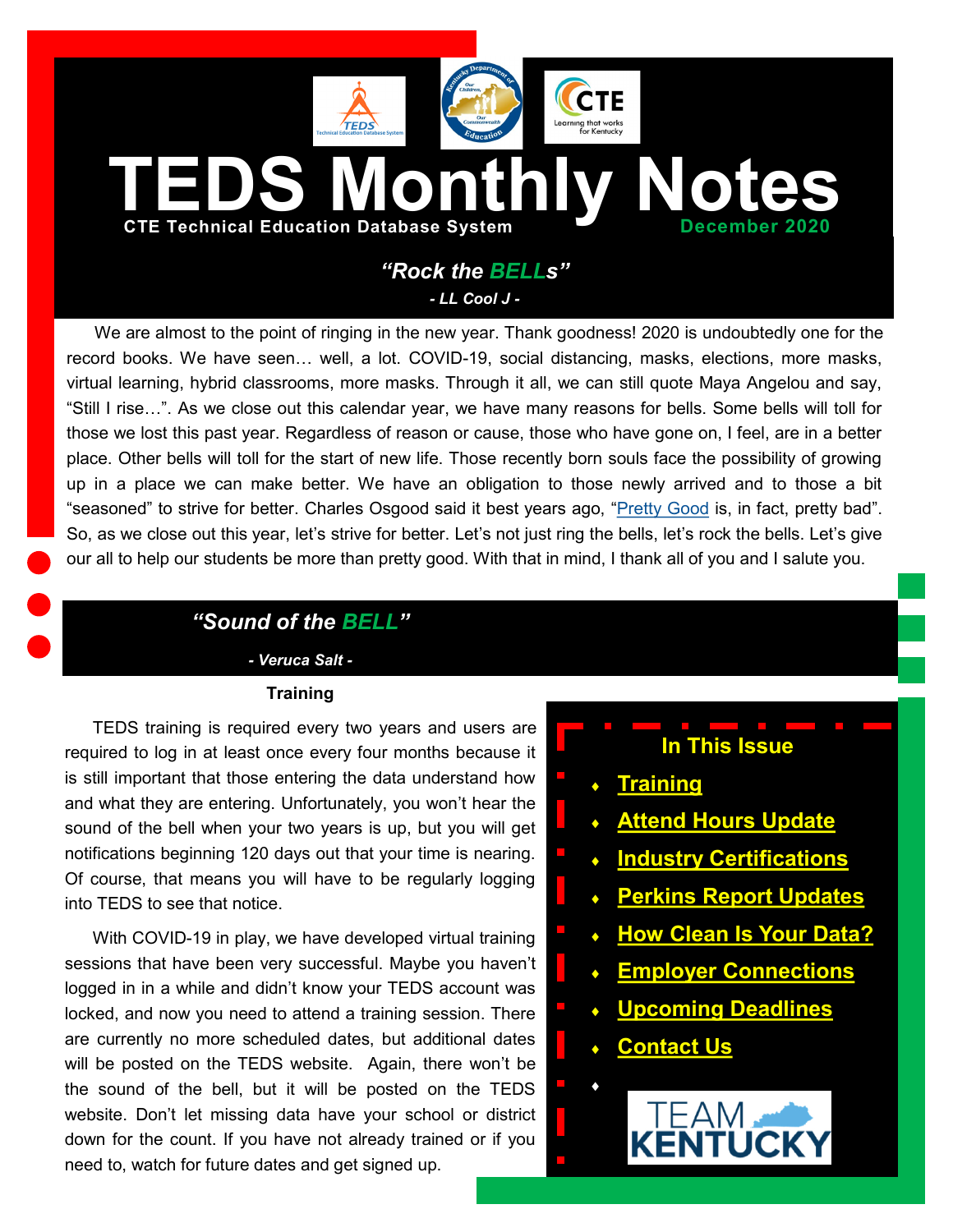# TEDS Monthly Notes

**CTE Technical Education Database System**

**December 2020**

## *"Rock the BELLs"*

***- LL Cool J -***

We are almost to the point of ringing in the new year. Thank goodness! 2020 is undoubtedly one for the record books. We have seen… well, a lot. COVID-19, social distancing, masks, elections, more masks, virtual learning, hybrid classrooms, more masks. Through it all, we can still quote Maya Angelou and say, "Still I rise…". As we close out this calendar year, we have many reasons for bells. Some bells will toll for those we lost this past year. Regardless of reason or cause, those who have gone on, I feel, are in a better place. Other bells will toll for the start of new life. Those recently born souls face the possibility of growing up in a place we can make better. We have an obligation to those newly arrived and to those a bit "seasoned" to strive for better. Charles Osgood said it best years ago, "Pretty Good is, in fact, pretty bad". So, as we close out this year, let's strive for better. Let's not just ring the bells, let's rock the bells. Let's give our all to help our students be more than pretty good. With that in mind, I thank all of you and I salute you.

## *"Sound of the BELL"*

***- Veruca Salt -***

### Training

TEDS training is required every two years and users are required to log in at least once every four months because it is still important that those entering the data understand how and what they are entering. Unfortunately, you won't hear the sound of the bell when your two years is up, but you will get notifications beginning 120 days out that your time is nearing. Of course, that means you will have to be regularly logging into TEDS to see that notice.

With COVID-19 in play, we have developed virtual training sessions that have been very successful. Maybe you haven't logged in in a while and didn't know your TEDS account was locked, and now you need to attend a training session. There are currently no more scheduled dates, but additional dates will be posted on the TEDS website. Again, there won't be the sound of the bell, but it will be posted on the TEDS website. Don't let missing data have your school or district down for the count. If you have not already trained or if you need to, watch for future dates and get signed up.

### In This Issue

- **Training**
- **Attend Hours Update**
- **Industry Certifications**
- **Perkins Report Updates**
- **How Clean Is Your Data?**
- **Employer Connections**
- **Upcoming Deadlines**
- **Contact Us**

TEAM KENTUCKY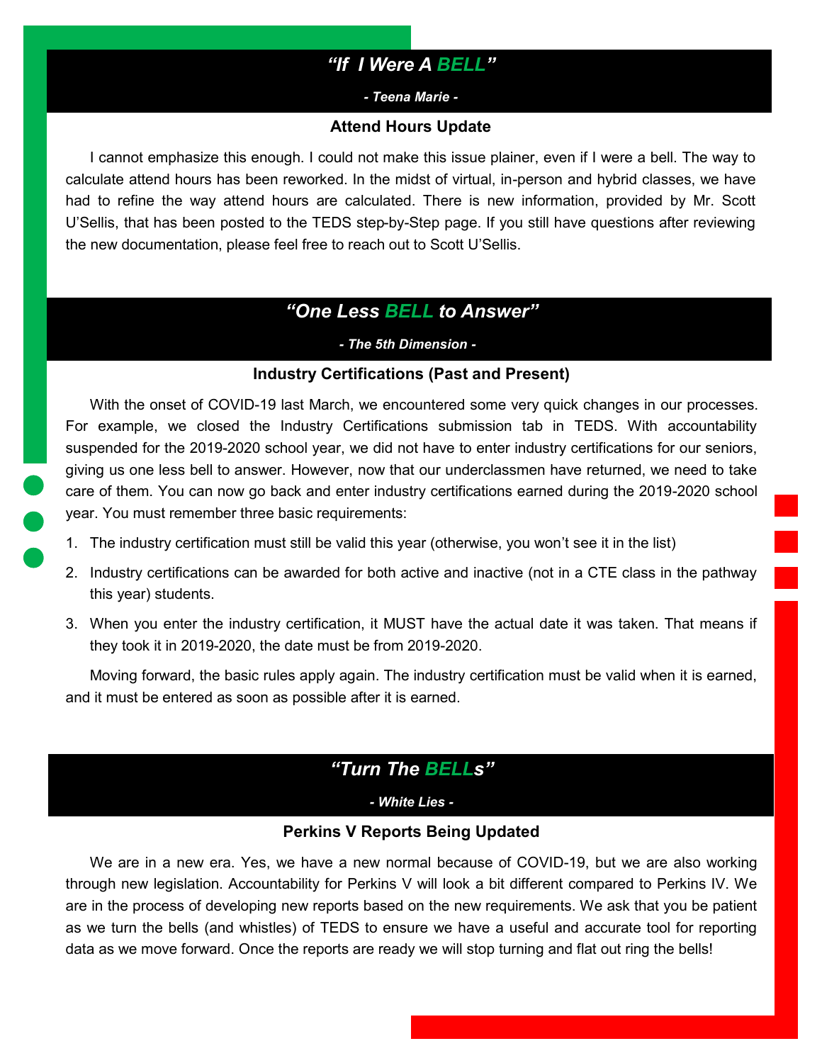## *“If I Were A BELL”*

*- Teena Marie -*

### Attend Hours Update

I cannot emphasize this enough. I could not make this issue plainer, even if I were a bell. The way to calculate attend hours has been reworked. In the midst of virtual, in-person and hybrid classes, we have had to refine the way attend hours are calculated. There is new information, provided by Mr. Scott U’Sellis, that has been posted to the TEDS step-by-Step page. If you still have questions after reviewing the new documentation, please feel free to reach out to Scott U’Sellis.

## *“One Less BELL to Answer”*

*- The 5th Dimension -*

### Industry Certifications (Past and Present)

With the onset of COVID-19 last March, we encountered some very quick changes in our processes. For example, we closed the Industry Certifications submission tab in TEDS. With accountability suspended for the 2019-2020 school year, we did not have to enter industry certifications for our seniors, giving us one less bell to answer. However, now that our underclassmen have returned, we need to take care of them. You can now go back and enter industry certifications earned during the 2019-2020 school year. You must remember three basic requirements:

1. The industry certification must still be valid this year (otherwise, you won’t see it in the list)
2. Industry certifications can be awarded for both active and inactive (not in a CTE class in the pathway this year) students.
3. When you enter the industry certification, it MUST have the actual date it was taken. That means if they took it in 2019-2020, the date must be from 2019-2020.

Moving forward, the basic rules apply again. The industry certification must be valid when it is earned, and it must be entered as soon as possible after it is earned.

## *“Turn The BELLs”*

*- White Lies -*

### Perkins V Reports Being Updated

We are in a new era. Yes, we have a new normal because of COVID-19, but we are also working through new legislation. Accountability for Perkins V will look a bit different compared to Perkins IV. We are in the process of developing new reports based on the new requirements. We ask that you be patient as we turn the bells (and whistles) of TEDS to ensure we have a useful and accurate tool for reporting data as we move forward. Once the reports are ready we will stop turning and flat out ring the bells!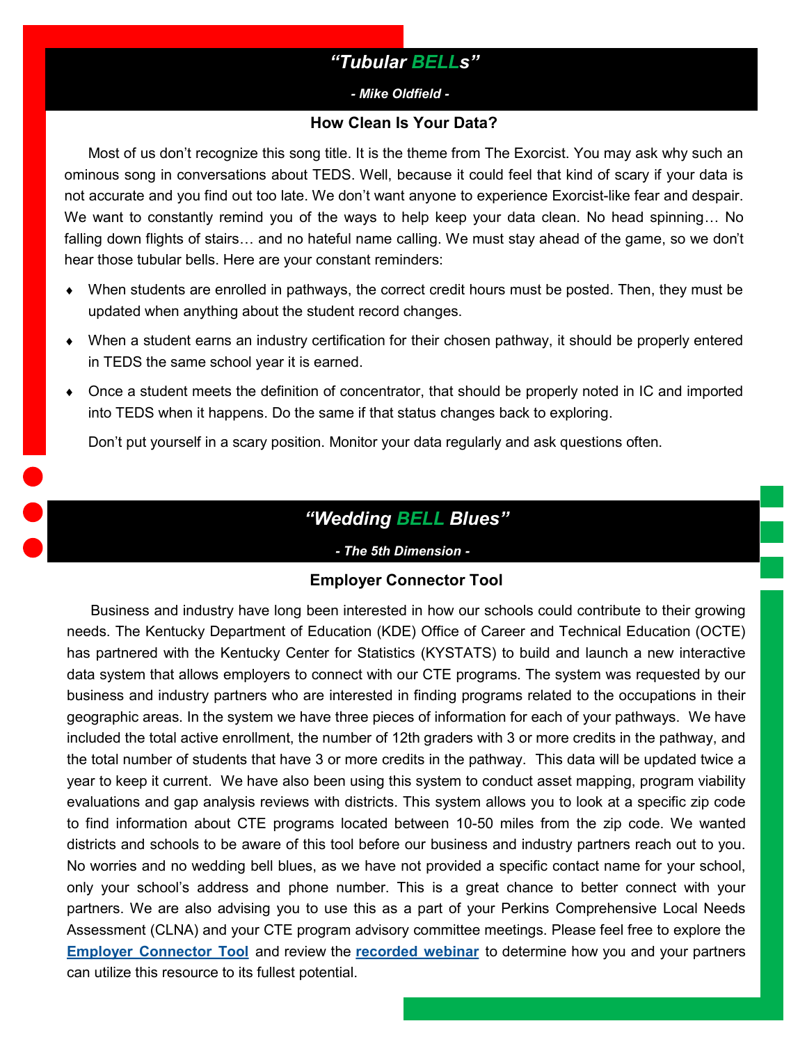## *"Tubular BELLs"*

***- Mike Oldfield -***

### How Clean Is Your Data?

Most of us don't recognize this song title. It is the theme from The Exorcist. You may ask why such an ominous song in conversations about TEDS. Well, because it could feel that kind of scary if your data is not accurate and you find out too late. We don't want anyone to experience Exorcist-like fear and despair. We want to constantly remind you of the ways to help keep your data clean. No head spinning… No falling down flights of stairs… and no hateful name calling. We must stay ahead of the game, so we don't hear those tubular bells. Here are your constant reminders:

- When students are enrolled in pathways, the correct credit hours must be posted. Then, they must be updated when anything about the student record changes.
- When a student earns an industry certification for their chosen pathway, it should be properly entered in TEDS the same school year it is earned.
- Once a student meets the definition of concentrator, that should be properly noted in IC and imported into TEDS when it happens. Do the same if that status changes back to exploring.

Don't put yourself in a scary position. Monitor your data regularly and ask questions often.

## *"Wedding BELL Blues"*

***- The 5th Dimension -***

### Employer Connector Tool

Business and industry have long been interested in how our schools could contribute to their growing needs. The Kentucky Department of Education (KDE) Office of Career and Technical Education (OCTE) has partnered with the Kentucky Center for Statistics (KYSTATS) to build and launch a new interactive data system that allows employers to connect with our CTE programs. The system was requested by our business and industry partners who are interested in finding programs related to the occupations in their geographic areas. In the system we have three pieces of information for each of your pathways. We have included the total active enrollment, the number of 12th graders with 3 or more credits in the pathway, and the total number of students that have 3 or more credits in the pathway. This data will be updated twice a year to keep it current. We have also been using this system to conduct asset mapping, program viability evaluations and gap analysis reviews with districts. This system allows you to look at a specific zip code to find information about CTE programs located between 10-50 miles from the zip code. We wanted districts and schools to be aware of this tool before our business and industry partners reach out to you. No worries and no wedding bell blues, as we have not provided a specific contact name for your school, only your school's address and phone number. This is a great chance to better connect with your partners. We are also advising you to use this as a part of your Perkins Comprehensive Local Needs Assessment (CLNA) and your CTE program advisory committee meetings. Please feel free to explore the **Employer Connector Tool** and review the **recorded webinar** to determine how you and your partners can utilize this resource to its fullest potential.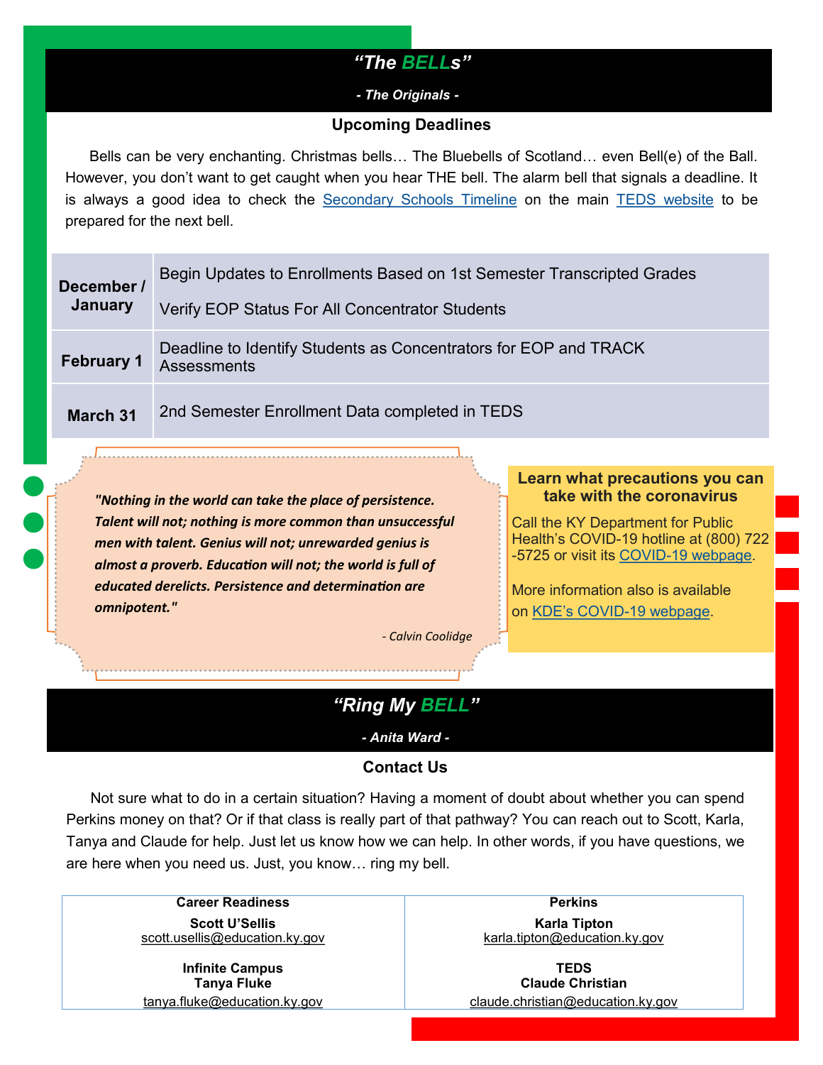## *"The BELLs"*

*- The Originals -*

### Upcoming Deadlines

Bells can be very enchanting. Christmas bells… The Bluebells of Scotland… even Bell(e) of the Ball. However, you don't want to get caught when you hear THE bell. The alarm bell that signals a deadline. It is always a good idea to check the Secondary Schools Timeline on the main TEDS website to be prepared for the next bell.

| | |
|---|---|
| **December / January** | Begin Updates to Enrollments Based on 1st Semester Transcripted Grades<br><br>Verify EOP Status For All Concentrator Students |
| **February 1** | Deadline to Identify Students as Concentrators for EOP and TRACK Assessments |
| **March 31** | 2nd Semester Enrollment Data completed in TEDS |

***"Nothing in the world can take the place of persistence. Talent will not; nothing is more common than unsuccessful men with talent. Genius will not; unrewarded genius is almost a proverb. Education will not; the world is full of educated derelicts. Persistence and determination are omnipotent."***

*- Calvin Coolidge*

**Learn what precautions you can take with the coronavirus**

Call the KY Department for Public Health's COVID-19 hotline at (800) 722-5725 or visit its COVID-19 webpage.

More information also is available on KDE's COVID-19 webpage.

## *"Ring My BELL"*

*- Anita Ward -*

### Contact Us

Not sure what to do in a certain situation? Having a moment of doubt about whether you can spend Perkins money on that? Or if that class is really part of that pathway? You can reach out to Scott, Karla, Tanya and Claude for help. Just let us know how we can help. In other words, if you have questions, we are here when you need us. Just, you know… ring my bell.

| | |
|---|---|
| **Career Readiness**<br>**Scott U'Sellis**<br>scott.usellis@education.ky.gov | **Perkins**<br>**Karla Tipton**<br>karla.tipton@education.ky.gov |
| **Infinite Campus**<br>**Tanya Fluke**<br>tanya.fluke@education.ky.gov | **TEDS**<br>**Claude Christian**<br>claude.christian@education.ky.gov |